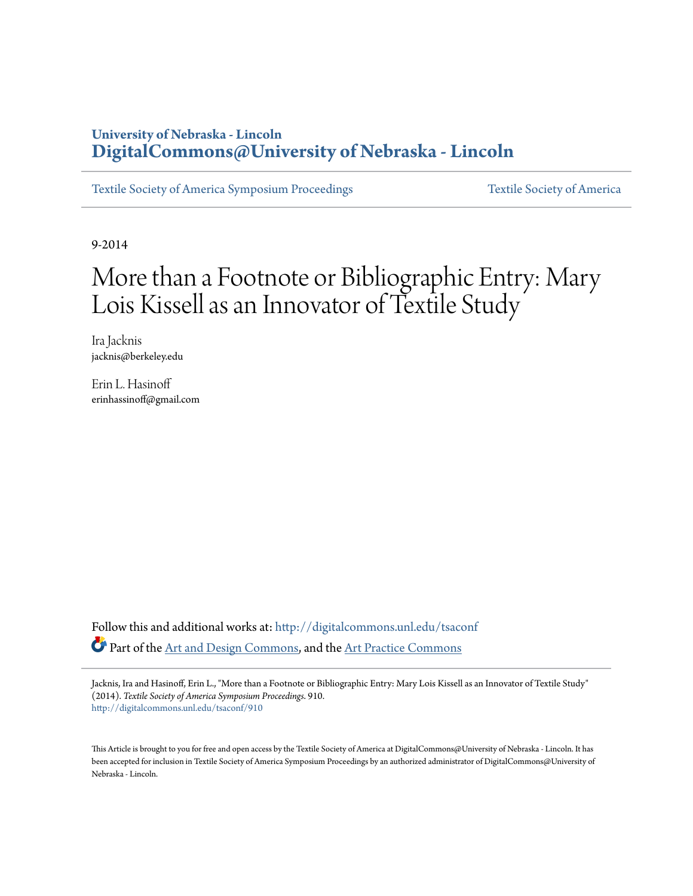University of Nebraska - Lincoln
**DigitalCommons@University of Nebraska - Lincoln**

Textile Society of America Symposium Proceedings | Textile Society of America

9-2014

# More than a Footnote or Bibliographic Entry: Mary Lois Kissell as an Innovator of Textile Study

Ira Jacknis
jacknis@berkeley.edu

Erin L. Hasinoff
erinhassinoff@gmail.com

Follow this and additional works at: http://digitalcommons.unl.edu/tsaconf

Part of the Art and Design Commons, and the Art Practice Commons

Jacknis, Ira and Hasinoff, Erin L., "More than a Footnote or Bibliographic Entry: Mary Lois Kissell as an Innovator of Textile Study" (2014). *Textile Society of America Symposium Proceedings*. 910.
http://digitalcommons.unl.edu/tsaconf/910

This Article is brought to you for free and open access by the Textile Society of America at DigitalCommons@University of Nebraska - Lincoln. It has been accepted for inclusion in Textile Society of America Symposium Proceedings by an authorized administrator of DigitalCommons@University of Nebraska - Lincoln.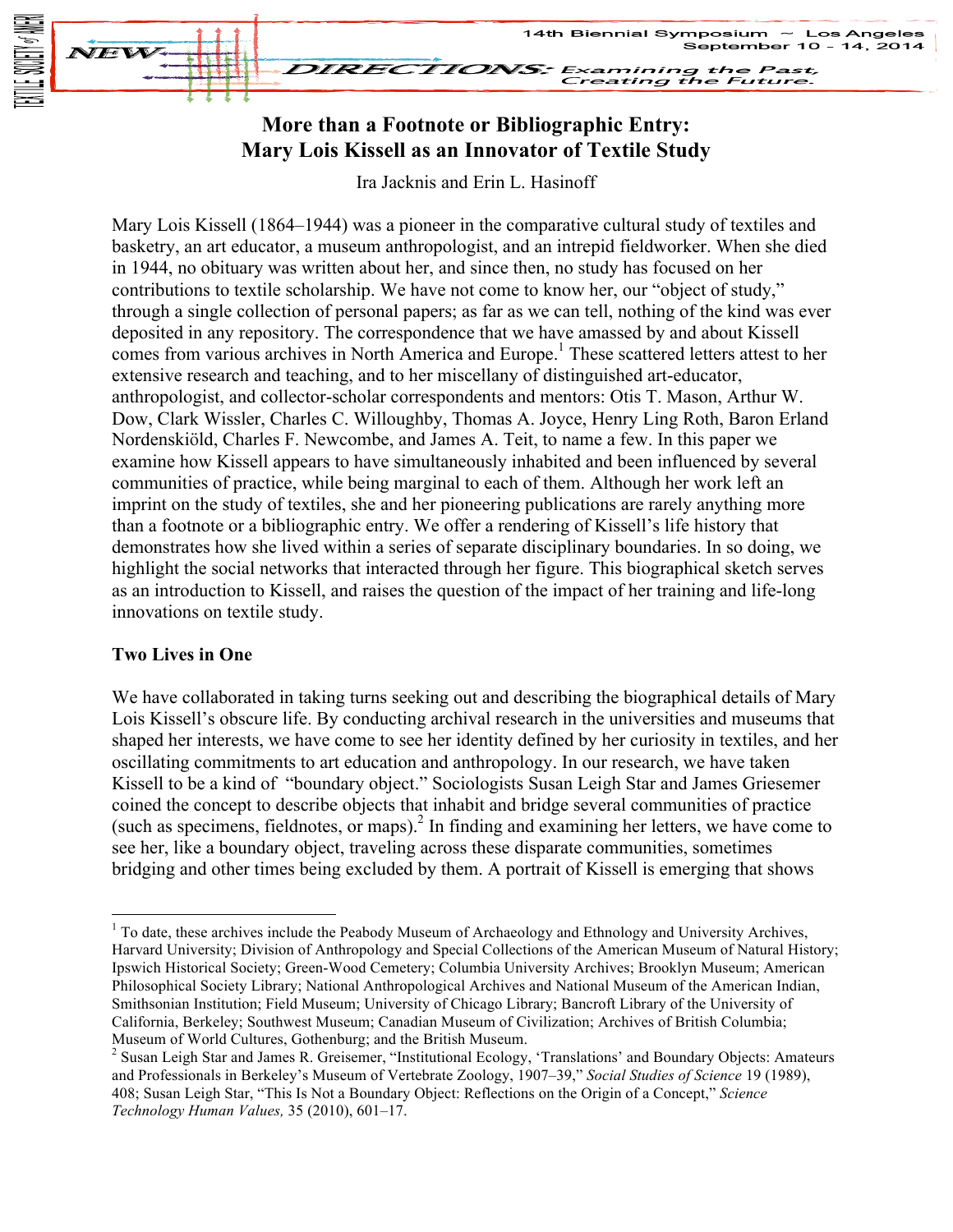# More than a Footnote or Bibliographic Entry: Mary Lois Kissell as an Innovator of Textile Study

Ira Jacknis and Erin L. Hasinoff

Mary Lois Kissell (1864–1944) was a pioneer in the comparative cultural study of textiles and basketry, an art educator, a museum anthropologist, and an intrepid fieldworker. When she died in 1944, no obituary was written about her, and since then, no study has focused on her contributions to textile scholarship. We have not come to know her, our "object of study," through a single collection of personal papers; as far as we can tell, nothing of the kind was ever deposited in any repository. The correspondence that we have amassed by and about Kissell comes from various archives in North America and Europe.[1] These scattered letters attest to her extensive research and teaching, and to her miscellany of distinguished art-educator, anthropologist, and collector-scholar correspondents and mentors: Otis T. Mason, Arthur W. Dow, Clark Wissler, Charles C. Willoughby, Thomas A. Joyce, Henry Ling Roth, Baron Erland Nordenskiöld, Charles F. Newcombe, and James A. Teit, to name a few. In this paper we examine how Kissell appears to have simultaneously inhabited and been influenced by several communities of practice, while being marginal to each of them. Although her work left an imprint on the study of textiles, she and her pioneering publications are rarely anything more than a footnote or a bibliographic entry. We offer a rendering of Kissell's life history that demonstrates how she lived within a series of separate disciplinary boundaries. In so doing, we highlight the social networks that interacted through her figure. This biographical sketch serves as an introduction to Kissell, and raises the question of the impact of her training and life-long innovations on textile study.

## Two Lives in One

We have collaborated in taking turns seeking out and describing the biographical details of Mary Lois Kissell's obscure life. By conducting archival research in the universities and museums that shaped her interests, we have come to see her identity defined by her curiosity in textiles, and her oscillating commitments to art education and anthropology. In our research, we have taken Kissell to be a kind of "boundary object." Sociologists Susan Leigh Star and James Griesemer coined the concept to describe objects that inhabit and bridge several communities of practice (such as specimens, fieldnotes, or maps).[2] In finding and examining her letters, we have come to see her, like a boundary object, traveling across these disparate communities, sometimes bridging and other times being excluded by them. A portrait of Kissell is emerging that shows

---

[1] To date, these archives include the Peabody Museum of Archaeology and Ethnology and University Archives, Harvard University; Division of Anthropology and Special Collections of the American Museum of Natural History; Ipswich Historical Society; Green-Wood Cemetery; Columbia University Archives; Brooklyn Museum; American Philosophical Society Library; National Anthropological Archives and National Museum of the American Indian, Smithsonian Institution; Field Museum; University of Chicago Library; Bancroft Library of the University of California, Berkeley; Southwest Museum; Canadian Museum of Civilization; Archives of British Columbia; Museum of World Cultures, Gothenburg; and the British Museum.

[2] Susan Leigh Star and James R. Greisemer, "Institutional Ecology, 'Translations' and Boundary Objects: Amateurs and Professionals in Berkeley's Museum of Vertebrate Zoology, 1907–39," *Social Studies of Science* 19 (1989), 408; Susan Leigh Star, "This Is Not a Boundary Object: Reflections on the Origin of a Concept," *Science Technology Human Values,* 35 (2010), 601–17.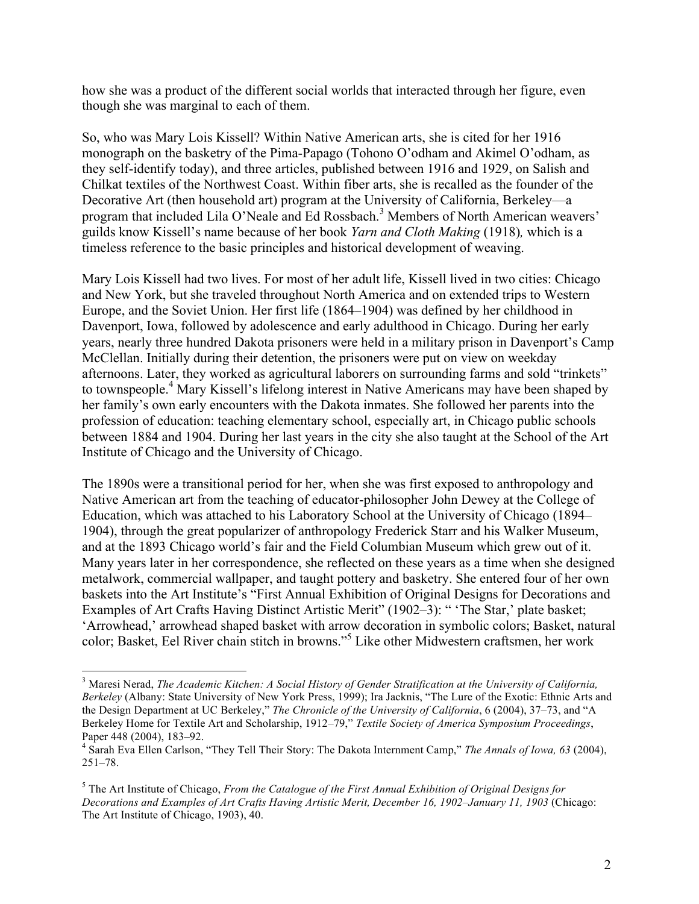how she was a product of the different social worlds that interacted through her figure, even though she was marginal to each of them.

So, who was Mary Lois Kissell? Within Native American arts, she is cited for her 1916 monograph on the basketry of the Pima-Papago (Tohono O'odham and Akimel O'odham, as they self-identify today), and three articles, published between 1916 and 1929, on Salish and Chilkat textiles of the Northwest Coast. Within fiber arts, she is recalled as the founder of the Decorative Art (then household art) program at the University of California, Berkeley—a program that included Lila O'Neale and Ed Rossbach.[3] Members of North American weavers' guilds know Kissell's name because of her book *Yarn and Cloth Making* (1918)*,* which is a timeless reference to the basic principles and historical development of weaving.

Mary Lois Kissell had two lives. For most of her adult life, Kissell lived in two cities: Chicago and New York, but she traveled throughout North America and on extended trips to Western Europe, and the Soviet Union. Her first life (1864–1904) was defined by her childhood in Davenport, Iowa, followed by adolescence and early adulthood in Chicago. During her early years, nearly three hundred Dakota prisoners were held in a military prison in Davenport's Camp McClellan. Initially during their detention, the prisoners were put on view on weekday afternoons. Later, they worked as agricultural laborers on surrounding farms and sold "trinkets" to townspeople.[4] Mary Kissell's lifelong interest in Native Americans may have been shaped by her family's own early encounters with the Dakota inmates. She followed her parents into the profession of education: teaching elementary school, especially art, in Chicago public schools between 1884 and 1904. During her last years in the city she also taught at the School of the Art Institute of Chicago and the University of Chicago.

The 1890s were a transitional period for her, when she was first exposed to anthropology and Native American art from the teaching of educator-philosopher John Dewey at the College of Education, which was attached to his Laboratory School at the University of Chicago (1894–1904), through the great popularizer of anthropology Frederick Starr and his Walker Museum, and at the 1893 Chicago world's fair and the Field Columbian Museum which grew out of it. Many years later in her correspondence, she reflected on these years as a time when she designed metalwork, commercial wallpaper, and taught pottery and basketry. She entered four of her own baskets into the Art Institute's "First Annual Exhibition of Original Designs for Decorations and Examples of Art Crafts Having Distinct Artistic Merit" (1902–3): " 'The Star,' plate basket; 'Arrowhead,' arrowhead shaped basket with arrow decoration in symbolic colors; Basket, natural color; Basket, Eel River chain stitch in browns."[5] Like other Midwestern craftsmen, her work

---

[3] Maresi Nerad, *The Academic Kitchen: A Social History of Gender Stratification at the University of California, Berkeley* (Albany: State University of New York Press, 1999); Ira Jacknis, "The Lure of the Exotic: Ethnic Arts and the Design Department at UC Berkeley," *The Chronicle of the University of California*, 6 (2004), 37–73, and "A Berkeley Home for Textile Art and Scholarship, 1912–79," *Textile Society of America Symposium Proceedings*, Paper 448 (2004), 183–92.

[4] Sarah Eva Ellen Carlson, "They Tell Their Story: The Dakota Internment Camp," *The Annals of Iowa, 63* (2004), 251–78.

[5] The Art Institute of Chicago, *From the Catalogue of the First Annual Exhibition of Original Designs for Decorations and Examples of Art Crafts Having Artistic Merit, December 16, 1902–January 11, 1903* (Chicago: The Art Institute of Chicago, 1903), 40.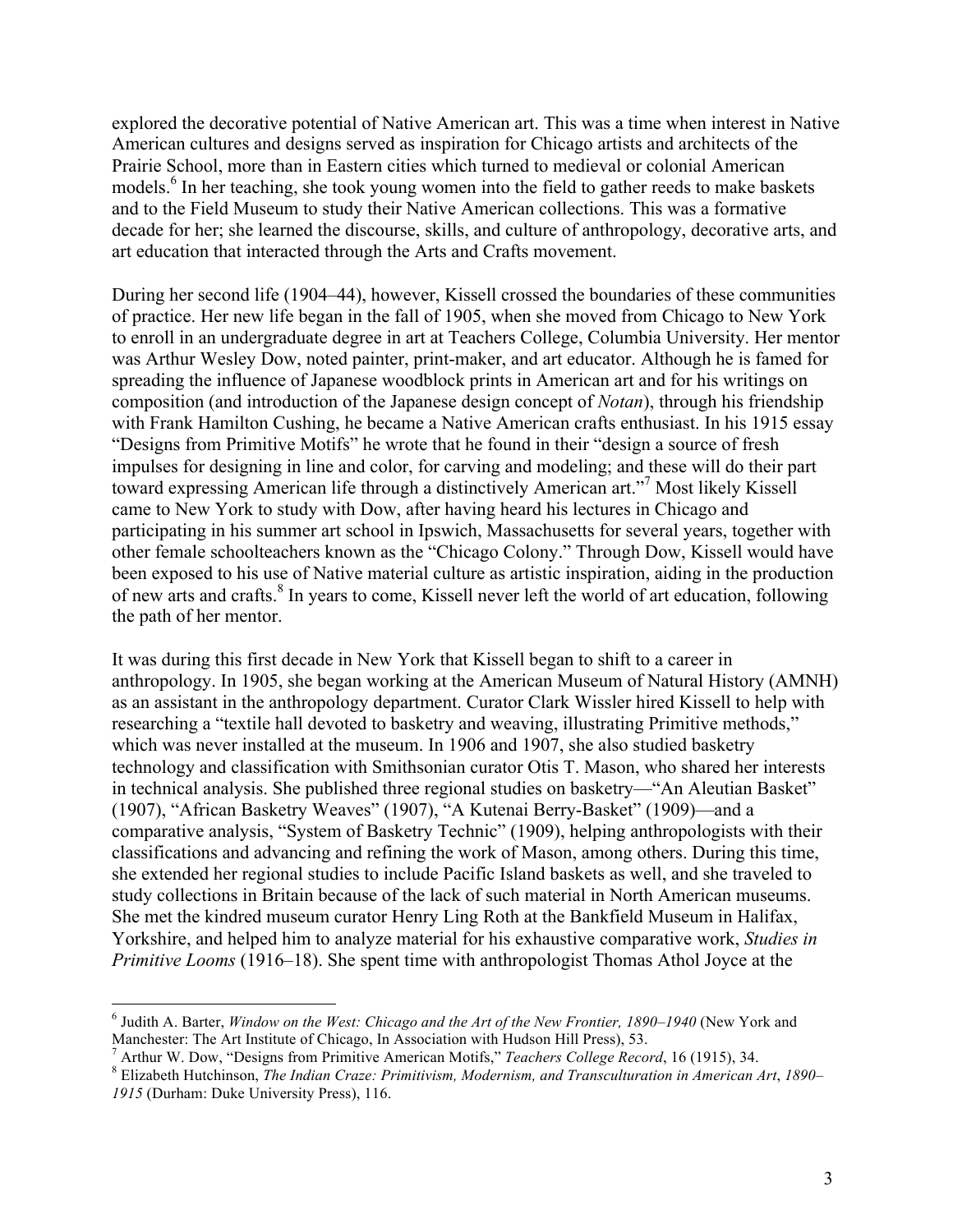explored the decorative potential of Native American art. This was a time when interest in Native American cultures and designs served as inspiration for Chicago artists and architects of the Prairie School, more than in Eastern cities which turned to medieval or colonial American models.[6] In her teaching, she took young women into the field to gather reeds to make baskets and to the Field Museum to study their Native American collections. This was a formative decade for her; she learned the discourse, skills, and culture of anthropology, decorative arts, and art education that interacted through the Arts and Crafts movement.

During her second life (1904–44), however, Kissell crossed the boundaries of these communities of practice. Her new life began in the fall of 1905, when she moved from Chicago to New York to enroll in an undergraduate degree in art at Teachers College, Columbia University. Her mentor was Arthur Wesley Dow, noted painter, print-maker, and art educator. Although he is famed for spreading the influence of Japanese woodblock prints in American art and for his writings on composition (and introduction of the Japanese design concept of *Notan*), through his friendship with Frank Hamilton Cushing, he became a Native American crafts enthusiast. In his 1915 essay "Designs from Primitive Motifs" he wrote that he found in their "design a source of fresh impulses for designing in line and color, for carving and modeling; and these will do their part toward expressing American life through a distinctively American art."[7] Most likely Kissell came to New York to study with Dow, after having heard his lectures in Chicago and participating in his summer art school in Ipswich, Massachusetts for several years, together with other female schoolteachers known as the "Chicago Colony." Through Dow, Kissell would have been exposed to his use of Native material culture as artistic inspiration, aiding in the production of new arts and crafts.[8] In years to come, Kissell never left the world of art education, following the path of her mentor.

It was during this first decade in New York that Kissell began to shift to a career in anthropology. In 1905, she began working at the American Museum of Natural History (AMNH) as an assistant in the anthropology department. Curator Clark Wissler hired Kissell to help with researching a "textile hall devoted to basketry and weaving, illustrating Primitive methods," which was never installed at the museum. In 1906 and 1907, she also studied basketry technology and classification with Smithsonian curator Otis T. Mason, who shared her interests in technical analysis. She published three regional studies on basketry—"An Aleutian Basket" (1907), "African Basketry Weaves" (1907), "A Kutenai Berry-Basket" (1909)—and a comparative analysis, "System of Basketry Technic" (1909), helping anthropologists with their classifications and advancing and refining the work of Mason, among others. During this time, she extended her regional studies to include Pacific Island baskets as well, and she traveled to study collections in Britain because of the lack of such material in North American museums. She met the kindred museum curator Henry Ling Roth at the Bankfield Museum in Halifax, Yorkshire, and helped him to analyze material for his exhaustive comparative work, *Studies in Primitive Looms* (1916–18). She spent time with anthropologist Thomas Athol Joyce at the

---

[6] Judith A. Barter, *Window on the West: Chicago and the Art of the New Frontier, 1890–1940* (New York and Manchester: The Art Institute of Chicago, In Association with Hudson Hill Press), 53.

[7] Arthur W. Dow, "Designs from Primitive American Motifs," *Teachers College Record*, 16 (1915), 34.

[8] Elizabeth Hutchinson, *The Indian Craze: Primitivism, Modernism, and Transculturation in American Art*, *1890–1915* (Durham: Duke University Press), 116.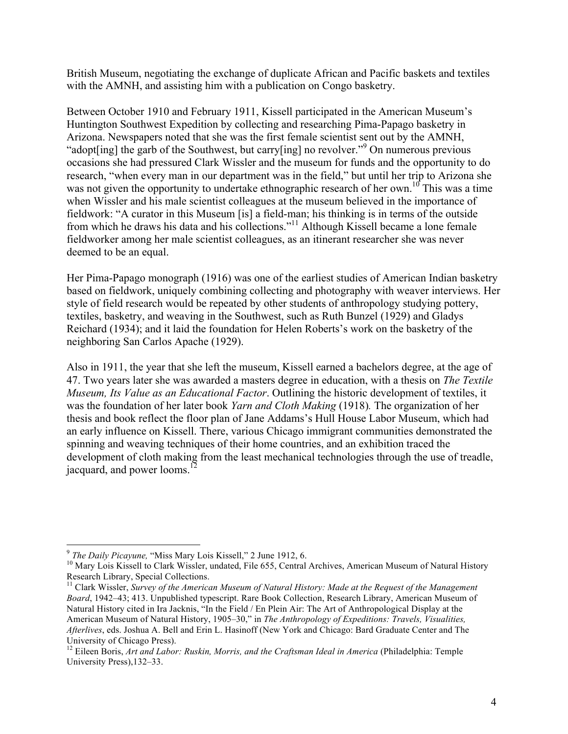British Museum, negotiating the exchange of duplicate African and Pacific baskets and textiles with the AMNH, and assisting him with a publication on Congo basketry.

Between October 1910 and February 1911, Kissell participated in the American Museum's Huntington Southwest Expedition by collecting and researching Pima-Papago basketry in Arizona. Newspapers noted that she was the first female scientist sent out by the AMNH, "adopt[ing] the garb of the Southwest, but carry[ing] no revolver."[9] On numerous previous occasions she had pressured Clark Wissler and the museum for funds and the opportunity to do research, "when every man in our department was in the field," but until her trip to Arizona she was not given the opportunity to undertake ethnographic research of her own.[10] This was a time when Wissler and his male scientist colleagues at the museum believed in the importance of fieldwork: "A curator in this Museum [is] a field-man; his thinking is in terms of the outside from which he draws his data and his collections."[11] Although Kissell became a lone female fieldworker among her male scientist colleagues, as an itinerant researcher she was never deemed to be an equal.

Her Pima-Papago monograph (1916) was one of the earliest studies of American Indian basketry based on fieldwork, uniquely combining collecting and photography with weaver interviews. Her style of field research would be repeated by other students of anthropology studying pottery, textiles, basketry, and weaving in the Southwest, such as Ruth Bunzel (1929) and Gladys Reichard (1934); and it laid the foundation for Helen Roberts's work on the basketry of the neighboring San Carlos Apache (1929).

Also in 1911, the year that she left the museum, Kissell earned a bachelors degree, at the age of 47. Two years later she was awarded a masters degree in education, with a thesis on *The Textile Museum, Its Value as an Educational Factor*. Outlining the historic development of textiles, it was the foundation of her later book *Yarn and Cloth Making* (1918). The organization of her thesis and book reflect the floor plan of Jane Addams's Hull House Labor Museum, which had an early influence on Kissell. There, various Chicago immigrant communities demonstrated the spinning and weaving techniques of their home countries, and an exhibition traced the development of cloth making from the least mechanical technologies through the use of treadle, jacquard, and power looms.[12]

---

[9] *The Daily Picayune,* "Miss Mary Lois Kissell," 2 June 1912, 6.

[10] Mary Lois Kissell to Clark Wissler, undated, File 655, Central Archives, American Museum of Natural History Research Library, Special Collections.

[11] Clark Wissler, *Survey of the American Museum of Natural History: Made at the Request of the Management Board*, 1942–43; 413. Unpublished typescript. Rare Book Collection, Research Library, American Museum of Natural History cited in Ira Jacknis, "In the Field / En Plein Air: The Art of Anthropological Display at the American Museum of Natural History, 1905–30," in *The Anthropology of Expeditions: Travels, Visualities, Afterlives*, eds. Joshua A. Bell and Erin L. Hasinoff (New York and Chicago: Bard Graduate Center and The University of Chicago Press).

[12] Eileen Boris, *Art and Labor: Ruskin, Morris, and the Craftsman Ideal in America* (Philadelphia: Temple University Press),132–33.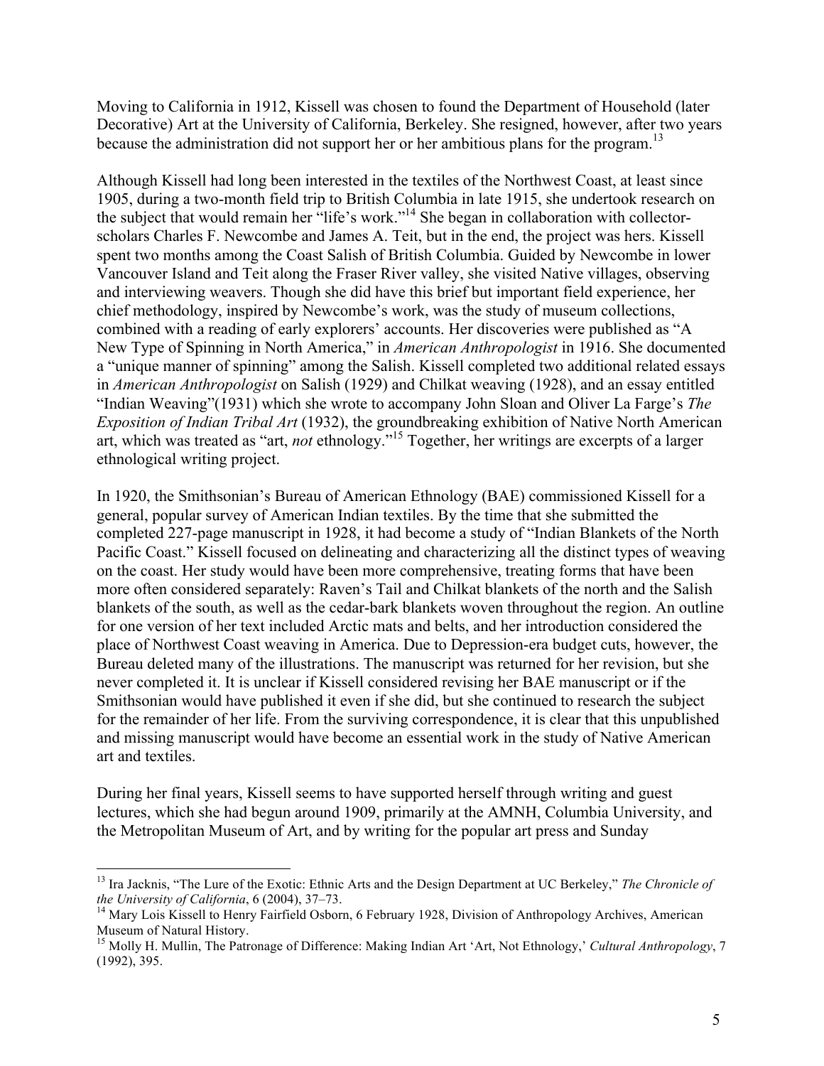Moving to California in 1912, Kissell was chosen to found the Department of Household (later Decorative) Art at the University of California, Berkeley. She resigned, however, after two years because the administration did not support her or her ambitious plans for the program.[13]

Although Kissell had long been interested in the textiles of the Northwest Coast, at least since 1905, during a two-month field trip to British Columbia in late 1915, she undertook research on the subject that would remain her "life's work."[14] She began in collaboration with collector-scholars Charles F. Newcombe and James A. Teit, but in the end, the project was hers. Kissell spent two months among the Coast Salish of British Columbia. Guided by Newcombe in lower Vancouver Island and Teit along the Fraser River valley, she visited Native villages, observing and interviewing weavers. Though she did have this brief but important field experience, her chief methodology, inspired by Newcombe's work, was the study of museum collections, combined with a reading of early explorers' accounts. Her discoveries were published as "A New Type of Spinning in North America," in *American Anthropologist* in 1916. She documented a "unique manner of spinning" among the Salish. Kissell completed two additional related essays in *American Anthropologist* on Salish (1929) and Chilkat weaving (1928), and an essay entitled "Indian Weaving"(1931) which she wrote to accompany John Sloan and Oliver La Farge's *The Exposition of Indian Tribal Art* (1932), the groundbreaking exhibition of Native North American art, which was treated as "art, *not* ethnology."[15] Together, her writings are excerpts of a larger ethnological writing project.

In 1920, the Smithsonian's Bureau of American Ethnology (BAE) commissioned Kissell for a general, popular survey of American Indian textiles. By the time that she submitted the completed 227-page manuscript in 1928, it had become a study of "Indian Blankets of the North Pacific Coast." Kissell focused on delineating and characterizing all the distinct types of weaving on the coast. Her study would have been more comprehensive, treating forms that have been more often considered separately: Raven's Tail and Chilkat blankets of the north and the Salish blankets of the south, as well as the cedar-bark blankets woven throughout the region. An outline for one version of her text included Arctic mats and belts, and her introduction considered the place of Northwest Coast weaving in America. Due to Depression-era budget cuts, however, the Bureau deleted many of the illustrations. The manuscript was returned for her revision, but she never completed it. It is unclear if Kissell considered revising her BAE manuscript or if the Smithsonian would have published it even if she did, but she continued to research the subject for the remainder of her life. From the surviving correspondence, it is clear that this unpublished and missing manuscript would have become an essential work in the study of Native American art and textiles.

During her final years, Kissell seems to have supported herself through writing and guest lectures, which she had begun around 1909, primarily at the AMNH, Columbia University, and the Metropolitan Museum of Art, and by writing for the popular art press and Sunday

---

[13] Ira Jacknis, "The Lure of the Exotic: Ethnic Arts and the Design Department at UC Berkeley," *The Chronicle of the University of California*, 6 (2004), 37–73.

[14] Mary Lois Kissell to Henry Fairfield Osborn, 6 February 1928, Division of Anthropology Archives, American Museum of Natural History.

[15] Molly H. Mullin, The Patronage of Difference: Making Indian Art 'Art, Not Ethnology,' *Cultural Anthropology*, 7 (1992), 395.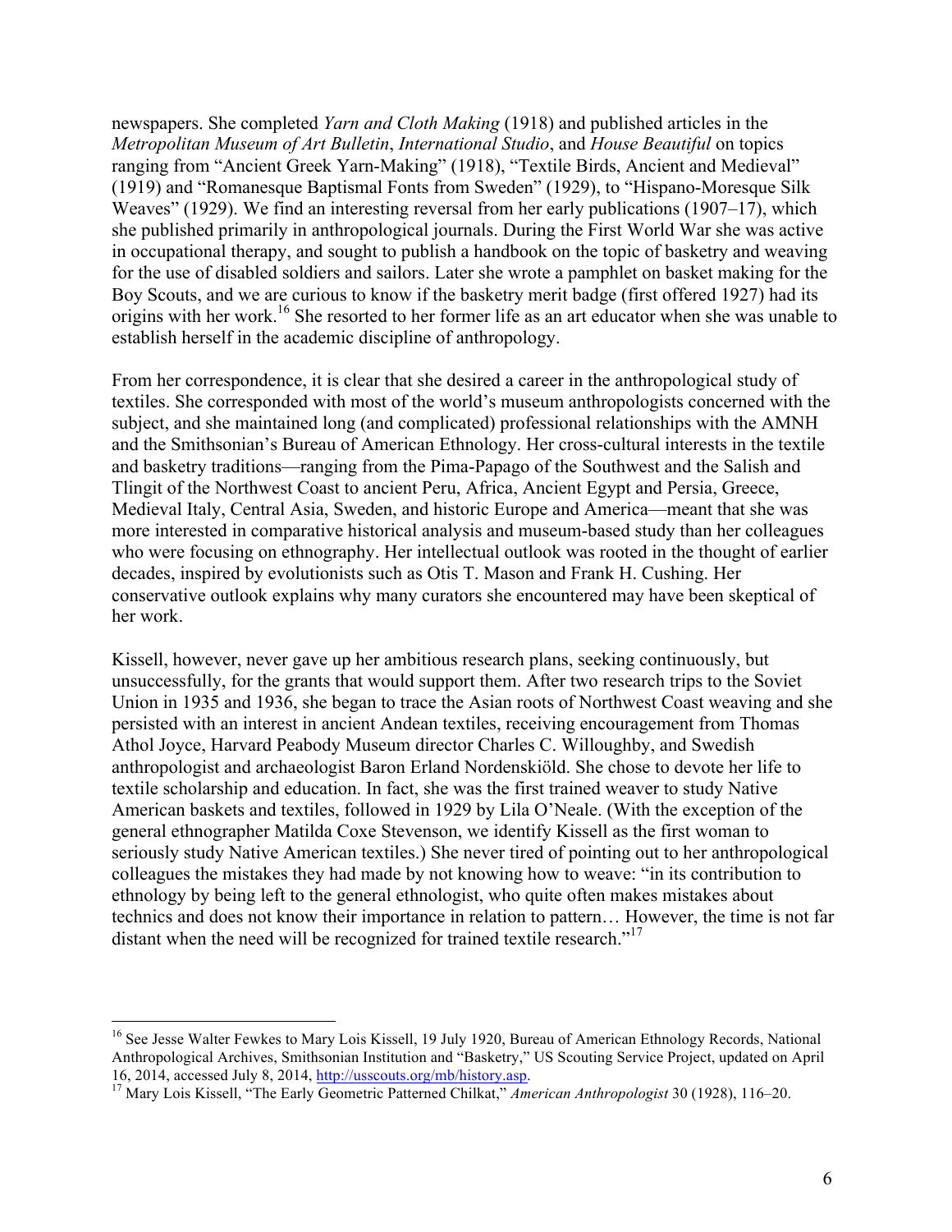newspapers. She completed *Yarn and Cloth Making* (1918) and published articles in the *Metropolitan Museum of Art Bulletin*, *International Studio*, and *House Beautiful* on topics ranging from "Ancient Greek Yarn-Making" (1918), "Textile Birds, Ancient and Medieval" (1919) and "Romanesque Baptismal Fonts from Sweden" (1929), to "Hispano-Moresque Silk Weaves" (1929). We find an interesting reversal from her early publications (1907–17), which she published primarily in anthropological journals. During the First World War she was active in occupational therapy, and sought to publish a handbook on the topic of basketry and weaving for the use of disabled soldiers and sailors. Later she wrote a pamphlet on basket making for the Boy Scouts, and we are curious to know if the basketry merit badge (first offered 1927) had its origins with her work.[16] She resorted to her former life as an art educator when she was unable to establish herself in the academic discipline of anthropology.

From her correspondence, it is clear that she desired a career in the anthropological study of textiles. She corresponded with most of the world's museum anthropologists concerned with the subject, and she maintained long (and complicated) professional relationships with the AMNH and the Smithsonian's Bureau of American Ethnology. Her cross-cultural interests in the textile and basketry traditions—ranging from the Pima-Papago of the Southwest and the Salish and Tlingit of the Northwest Coast to ancient Peru, Africa, Ancient Egypt and Persia, Greece, Medieval Italy, Central Asia, Sweden, and historic Europe and America—meant that she was more interested in comparative historical analysis and museum-based study than her colleagues who were focusing on ethnography. Her intellectual outlook was rooted in the thought of earlier decades, inspired by evolutionists such as Otis T. Mason and Frank H. Cushing. Her conservative outlook explains why many curators she encountered may have been skeptical of her work.

Kissell, however, never gave up her ambitious research plans, seeking continuously, but unsuccessfully, for the grants that would support them. After two research trips to the Soviet Union in 1935 and 1936, she began to trace the Asian roots of Northwest Coast weaving and she persisted with an interest in ancient Andean textiles, receiving encouragement from Thomas Athol Joyce, Harvard Peabody Museum director Charles C. Willoughby, and Swedish anthropologist and archaeologist Baron Erland Nordenskiöld. She chose to devote her life to textile scholarship and education. In fact, she was the first trained weaver to study Native American baskets and textiles, followed in 1929 by Lila O'Neale. (With the exception of the general ethnographer Matilda Coxe Stevenson, we identify Kissell as the first woman to seriously study Native American textiles.) She never tired of pointing out to her anthropological colleagues the mistakes they had made by not knowing how to weave: "in its contribution to ethnology by being left to the general ethnologist, who quite often makes mistakes about technics and does not know their importance in relation to pattern… However, the time is not far distant when the need will be recognized for trained textile research."[17]

---

[16] See Jesse Walter Fewkes to Mary Lois Kissell, 19 July 1920, Bureau of American Ethnology Records, National Anthropological Archives, Smithsonian Institution and "Basketry," US Scouting Service Project, updated on April 16, 2014, accessed July 8, 2014, http://usscouts.org/mb/history.asp.

[17] Mary Lois Kissell, "The Early Geometric Patterned Chilkat," *American Anthropologist* 30 (1928), 116–20.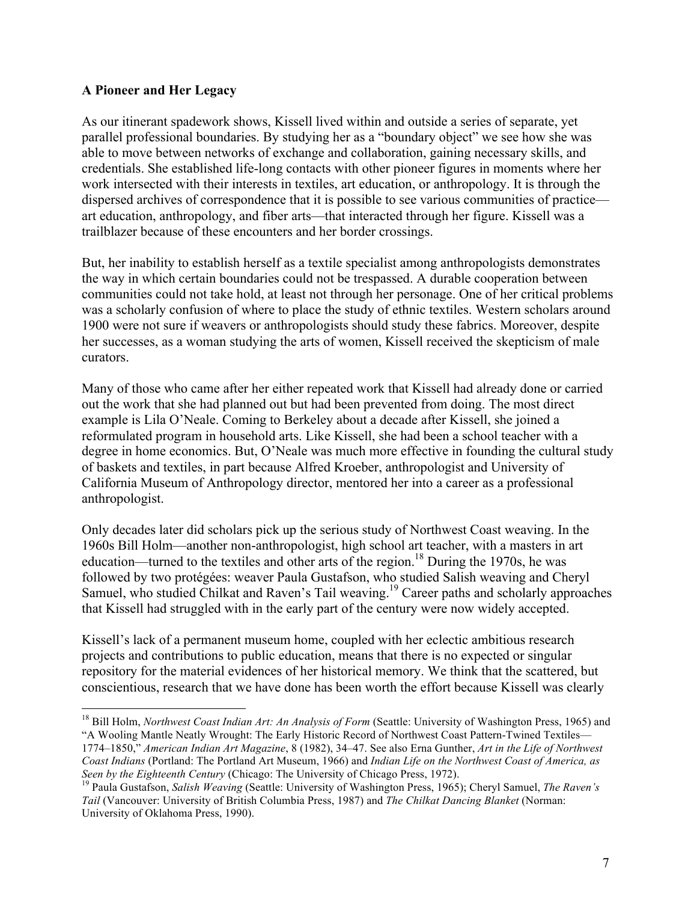**A Pioneer and Her Legacy**

As our itinerant spadework shows, Kissell lived within and outside a series of separate, yet parallel professional boundaries. By studying her as a "boundary object" we see how she was able to move between networks of exchange and collaboration, gaining necessary skills, and credentials. She established life-long contacts with other pioneer figures in moments where her work intersected with their interests in textiles, art education, or anthropology. It is through the dispersed archives of correspondence that it is possible to see various communities of practice—art education, anthropology, and fiber arts—that interacted through her figure. Kissell was a trailblazer because of these encounters and her border crossings.

But, her inability to establish herself as a textile specialist among anthropologists demonstrates the way in which certain boundaries could not be trespassed. A durable cooperation between communities could not take hold, at least not through her personage. One of her critical problems was a scholarly confusion of where to place the study of ethnic textiles. Western scholars around 1900 were not sure if weavers or anthropologists should study these fabrics. Moreover, despite her successes, as a woman studying the arts of women, Kissell received the skepticism of male curators.

Many of those who came after her either repeated work that Kissell had already done or carried out the work that she had planned out but had been prevented from doing. The most direct example is Lila O'Neale. Coming to Berkeley about a decade after Kissell, she joined a reformulated program in household arts. Like Kissell, she had been a school teacher with a degree in home economics. But, O'Neale was much more effective in founding the cultural study of baskets and textiles, in part because Alfred Kroeber, anthropologist and University of California Museum of Anthropology director, mentored her into a career as a professional anthropologist.

Only decades later did scholars pick up the serious study of Northwest Coast weaving. In the 1960s Bill Holm—another non-anthropologist, high school art teacher, with a masters in art education—turned to the textiles and other arts of the region.[18] During the 1970s, he was followed by two protégées: weaver Paula Gustafson, who studied Salish weaving and Cheryl Samuel, who studied Chilkat and Raven's Tail weaving.[19] Career paths and scholarly approaches that Kissell had struggled with in the early part of the century were now widely accepted.

Kissell's lack of a permanent museum home, coupled with her eclectic ambitious research projects and contributions to public education, means that there is no expected or singular repository for the material evidences of her historical memory. We think that the scattered, but conscientious, research that we have done has been worth the effort because Kissell was clearly

---

[18] Bill Holm, *Northwest Coast Indian Art: An Analysis of Form* (Seattle: University of Washington Press, 1965) and "A Wooling Mantle Neatly Wrought: The Early Historic Record of Northwest Coast Pattern-Twined Textiles—1774–1850," *American Indian Art Magazine*, 8 (1982), 34–47. See also Erna Gunther, *Art in the Life of Northwest Coast Indians* (Portland: The Portland Art Museum, 1966) and *Indian Life on the Northwest Coast of America, as Seen by the Eighteenth Century* (Chicago: The University of Chicago Press, 1972).

[19] Paula Gustafson, *Salish Weaving* (Seattle: University of Washington Press, 1965); Cheryl Samuel, *The Raven's Tail* (Vancouver: University of British Columbia Press, 1987) and *The Chilkat Dancing Blanket* (Norman: University of Oklahoma Press, 1990).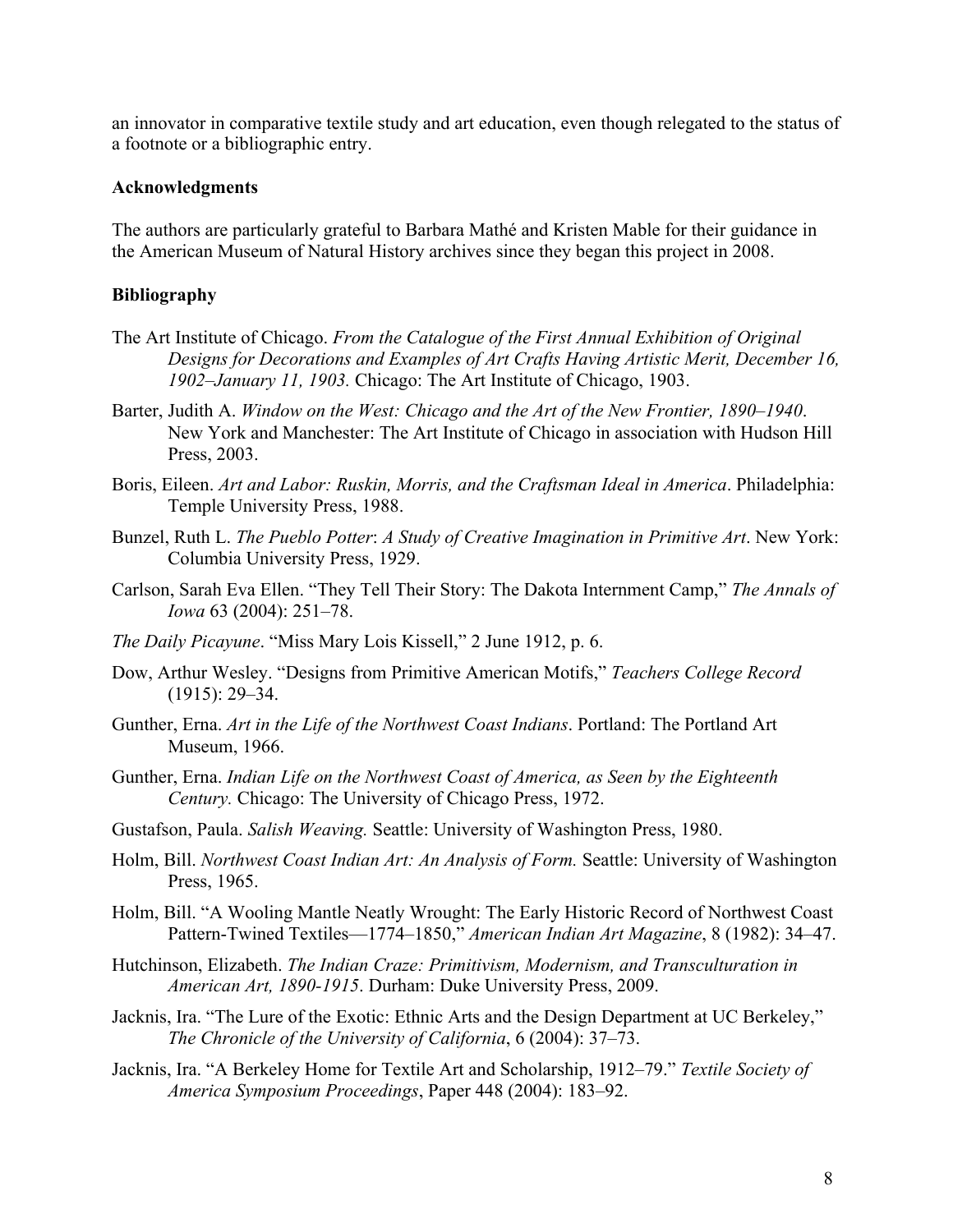an innovator in comparative textile study and art education, even though relegated to the status of a footnote or a bibliographic entry.

## Acknowledgments

The authors are particularly grateful to Barbara Mathé and Kristen Mable for their guidance in the American Museum of Natural History archives since they began this project in 2008.

## Bibliography

The Art Institute of Chicago. *From the Catalogue of the First Annual Exhibition of Original Designs for Decorations and Examples of Art Crafts Having Artistic Merit, December 16, 1902–January 11, 1903.* Chicago: The Art Institute of Chicago, 1903.

Barter, Judith A. *Window on the West: Chicago and the Art of the New Frontier, 1890–1940*. New York and Manchester: The Art Institute of Chicago in association with Hudson Hill Press, 2003.

Boris, Eileen. *Art and Labor: Ruskin, Morris, and the Craftsman Ideal in America*. Philadelphia: Temple University Press, 1988.

Bunzel, Ruth L. *The Pueblo Potter*: *A Study of Creative Imagination in Primitive Art*. New York: Columbia University Press, 1929.

Carlson, Sarah Eva Ellen. "They Tell Their Story: The Dakota Internment Camp," *The Annals of Iowa* 63 (2004): 251–78.

*The Daily Picayune*. "Miss Mary Lois Kissell," 2 June 1912, p. 6.

Dow, Arthur Wesley. "Designs from Primitive American Motifs," *Teachers College Record* (1915): 29–34.

Gunther, Erna. *Art in the Life of the Northwest Coast Indians*. Portland: The Portland Art Museum, 1966.

Gunther, Erna. *Indian Life on the Northwest Coast of America, as Seen by the Eighteenth Century.* Chicago: The University of Chicago Press, 1972.

Gustafson, Paula. *Salish Weaving.* Seattle: University of Washington Press, 1980.

Holm, Bill. *Northwest Coast Indian Art: An Analysis of Form.* Seattle: University of Washington Press, 1965.

Holm, Bill. "A Wooling Mantle Neatly Wrought: The Early Historic Record of Northwest Coast Pattern-Twined Textiles—1774–1850," *American Indian Art Magazine*, 8 (1982): 34–47.

Hutchinson, Elizabeth. *The Indian Craze: Primitivism, Modernism, and Transculturation in American Art, 1890-1915*. Durham: Duke University Press, 2009.

Jacknis, Ira. "The Lure of the Exotic: Ethnic Arts and the Design Department at UC Berkeley," *The Chronicle of the University of California*, 6 (2004): 37–73.

Jacknis, Ira. "A Berkeley Home for Textile Art and Scholarship, 1912–79." *Textile Society of America Symposium Proceedings*, Paper 448 (2004): 183–92.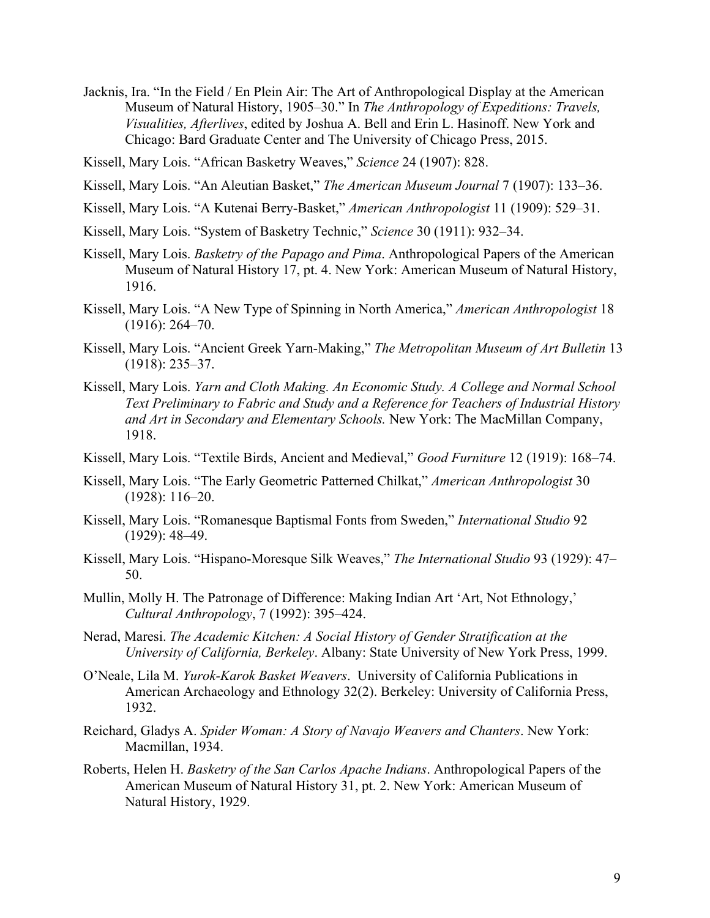Jacknis, Ira. "In the Field / En Plein Air: The Art of Anthropological Display at the American Museum of Natural History, 1905–30." In *The Anthropology of Expeditions: Travels, Visualities, Afterlives*, edited by Joshua A. Bell and Erin L. Hasinoff. New York and Chicago: Bard Graduate Center and The University of Chicago Press, 2015.

Kissell, Mary Lois. "African Basketry Weaves," *Science* 24 (1907): 828.

Kissell, Mary Lois. "An Aleutian Basket," *The American Museum Journal* 7 (1907): 133–36.

Kissell, Mary Lois. "A Kutenai Berry-Basket," *American Anthropologist* 11 (1909): 529–31.

Kissell, Mary Lois. "System of Basketry Technic," *Science* 30 (1911): 932–34.

Kissell, Mary Lois. *Basketry of the Papago and Pima*. Anthropological Papers of the American Museum of Natural History 17, pt. 4. New York: American Museum of Natural History, 1916.

Kissell, Mary Lois. "A New Type of Spinning in North America," *American Anthropologist* 18 (1916): 264–70.

Kissell, Mary Lois. "Ancient Greek Yarn-Making," *The Metropolitan Museum of Art Bulletin* 13 (1918): 235–37.

Kissell, Mary Lois. *Yarn and Cloth Making. An Economic Study. A College and Normal School Text Preliminary to Fabric and Study and a Reference for Teachers of Industrial History and Art in Secondary and Elementary Schools.* New York: The MacMillan Company, 1918.

Kissell, Mary Lois. "Textile Birds, Ancient and Medieval," *Good Furniture* 12 (1919): 168–74.

Kissell, Mary Lois. "The Early Geometric Patterned Chilkat," *American Anthropologist* 30 (1928): 116–20.

Kissell, Mary Lois. "Romanesque Baptismal Fonts from Sweden," *International Studio* 92 (1929): 48–49.

Kissell, Mary Lois. "Hispano-Moresque Silk Weaves," *The International Studio* 93 (1929): 47–50.

Mullin, Molly H. The Patronage of Difference: Making Indian Art 'Art, Not Ethnology,' *Cultural Anthropology*, 7 (1992): 395–424.

Nerad, Maresi. *The Academic Kitchen: A Social History of Gender Stratification at the University of California, Berkeley*. Albany: State University of New York Press, 1999.

O'Neale, Lila M. *Yurok-Karok Basket Weavers*. University of California Publications in American Archaeology and Ethnology 32(2). Berkeley: University of California Press, 1932.

Reichard, Gladys A. *Spider Woman: A Story of Navajo Weavers and Chanters*. New York: Macmillan, 1934.

Roberts, Helen H. *Basketry of the San Carlos Apache Indians*. Anthropological Papers of the American Museum of Natural History 31, pt. 2. New York: American Museum of Natural History, 1929.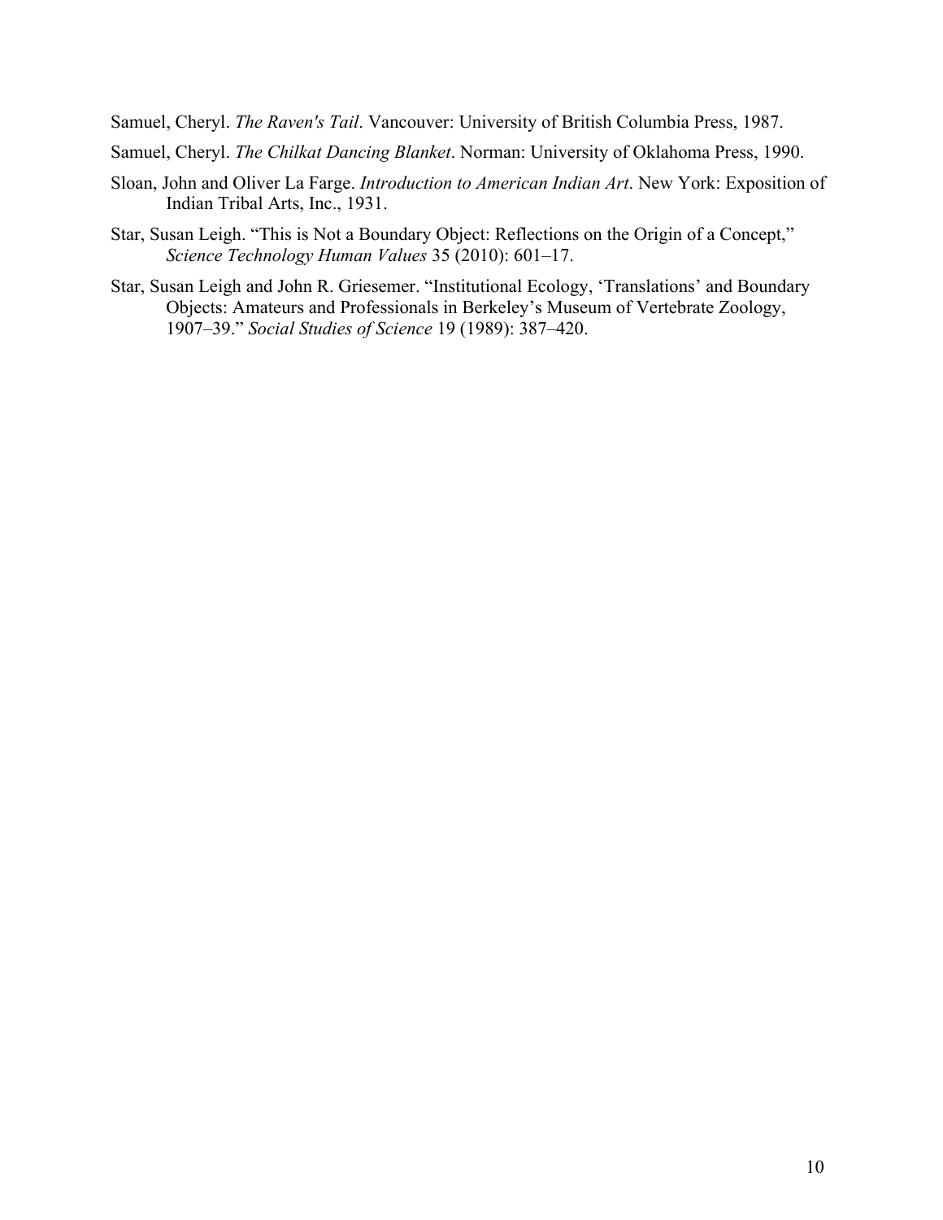Samuel, Cheryl. *The Raven's Tail*. Vancouver: University of British Columbia Press, 1987.

Samuel, Cheryl. *The Chilkat Dancing Blanket*. Norman: University of Oklahoma Press, 1990.

Sloan, John and Oliver La Farge. *Introduction to American Indian Art*. New York: Exposition of Indian Tribal Arts, Inc., 1931.

Star, Susan Leigh. "This is Not a Boundary Object: Reflections on the Origin of a Concept," *Science Technology Human Values* 35 (2010): 601–17.

Star, Susan Leigh and John R. Griesemer. "Institutional Ecology, 'Translations' and Boundary Objects: Amateurs and Professionals in Berkeley's Museum of Vertebrate Zoology, 1907–39." *Social Studies of Science* 19 (1989): 387–420.